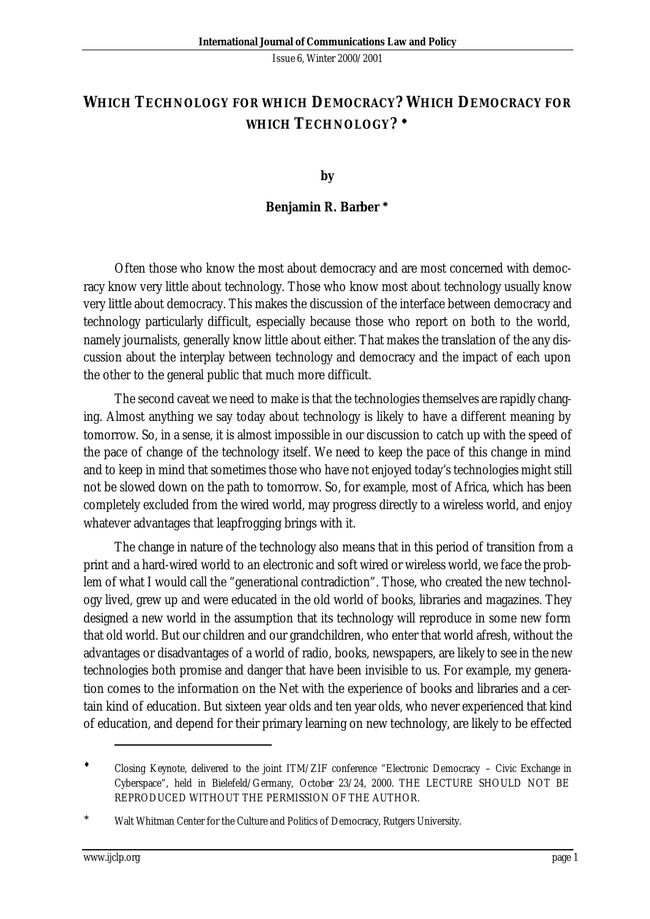# WHICH TECHNOLOGY FOR WHICH DEMOCRACY? WHICH DEMOCRACY FOR WHICH TECHNOLOGY? ◆

by

**Benjamin R. Barber** *

Often those who know the most about democracy and are most concerned with democracy know very little about technology. Those who know most about technology usually know very little about democracy. This makes the discussion of the interface between democracy and technology particularly difficult, especially because those who report on both to the world, namely journalists, generally know little about either. That makes the translation of the any discussion about the interplay between technology and democracy and the impact of each upon the other to the general public that much more difficult.

The second caveat we need to make is that the technologies themselves are rapidly changing. Almost anything we say today about technology is likely to have a different meaning by tomorrow. So, in a sense, it is almost impossible in our discussion to catch up with the speed of the pace of change of the technology itself. We need to keep the pace of this change in mind and to keep in mind that sometimes those who have not enjoyed today's technologies might still not be slowed down on the path to tomorrow. So, for example, most of Africa, which has been completely excluded from the wired world, may progress directly to a wireless world, and enjoy whatever advantages that leapfrogging brings with it.

The change in nature of the technology also means that in this period of transition from a print and a hard-wired world to an electronic and soft wired or wireless world, we face the problem of what I would call the "generational contradiction". Those, who created the new technology lived, grew up and were educated in the old world of books, libraries and magazines. They designed a new world in the assumption that its technology will reproduce in some new form that old world. But our children and our grandchildren, who enter that world afresh, without the advantages or disadvantages of a world of radio, books, newspapers, are likely to see in the new technologies both promise and danger that have been invisible to us. For example, my generation comes to the information on the Net with the experience of books and libraries and a certain kind of education. But sixteen year olds and ten year olds, who never experienced that kind of education, and depend for their primary learning on new technology, are likely to be effected

---

◆ Closing Keynote, delivered to the joint ITM/ZIF conference "Electronic Democracy – Civic Exchange in Cyberspace", held in Bielefeld/Germany, October 23/24, 2000. THE LECTURE SHOULD NOT BE REPRODUCED WITHOUT THE PERMISSION OF THE AUTHOR.

* Walt Whitman Center for the Culture and Politics of Democracy, Rutgers University.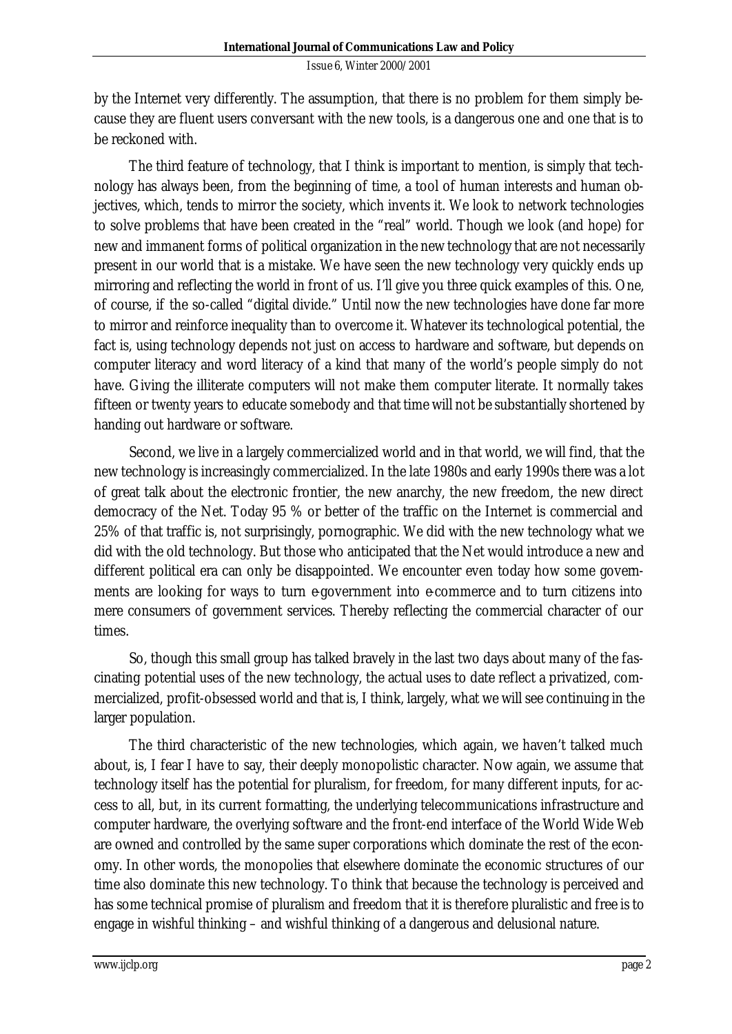by the Internet very differently. The assumption, that there is no problem for them simply because they are fluent users conversant with the new tools, is a dangerous one and one that is to be reckoned with.

The third feature of technology, that I think is important to mention, is simply that technology has always been, from the beginning of time, a tool of human interests and human objectives, which, tends to mirror the society, which invents it. We look to network technologies to solve problems that have been created in the "real" world. Though we look (and hope) for new and immanent forms of political organization in the new technology that are not necessarily present in our world that is a mistake. We have seen the new technology very quickly ends up mirroring and reflecting the world in front of us. I'll give you three quick examples of this. One, of course, if the so-called "digital divide." Until now the new technologies have done far more to mirror and reinforce inequality than to overcome it. Whatever its technological potential, the fact is, using technology depends not just on access to hardware and software, but depends on computer literacy and word literacy of a kind that many of the world's people simply do not have. Giving the illiterate computers will not make them computer literate. It normally takes fifteen or twenty years to educate somebody and that time will not be substantially shortened by handing out hardware or software.

Second, we live in a largely commercialized world and in that world, we will find, that the new technology is increasingly commercialized. In the late 1980s and early 1990s there was a lot of great talk about the electronic frontier, the new anarchy, the new freedom, the new direct democracy of the Net. Today 95 % or better of the traffic on the Internet is commercial and 25% of that traffic is, not surprisingly, pornographic. We did with the new technology what we did with the old technology. But those who anticipated that the Net would introduce a new and different political era can only be disappointed. We encounter even today how some governments are looking for ways to turn e-government into e-commerce and to turn citizens into mere consumers of government services. Thereby reflecting the commercial character of our times.

So, though this small group has talked bravely in the last two days about many of the fascinating potential uses of the new technology, the actual uses to date reflect a privatized, commercialized, profit-obsessed world and that is, I think, largely, what we will see continuing in the larger population.

The third characteristic of the new technologies, which again, we haven't talked much about, is, I fear I have to say, their deeply monopolistic character. Now again, we assume that technology itself has the potential for pluralism, for freedom, for many different inputs, for access to all, but, in its current formatting, the underlying telecommunications infrastructure and computer hardware, the overlying software and the front-end interface of the World Wide Web are owned and controlled by the same super corporations which dominate the rest of the economy. In other words, the monopolies that elsewhere dominate the economic structures of our time also dominate this new technology. To think that because the technology is perceived and has some technical promise of pluralism and freedom that it is therefore pluralistic and free is to engage in wishful thinking – and wishful thinking of a dangerous and delusional nature.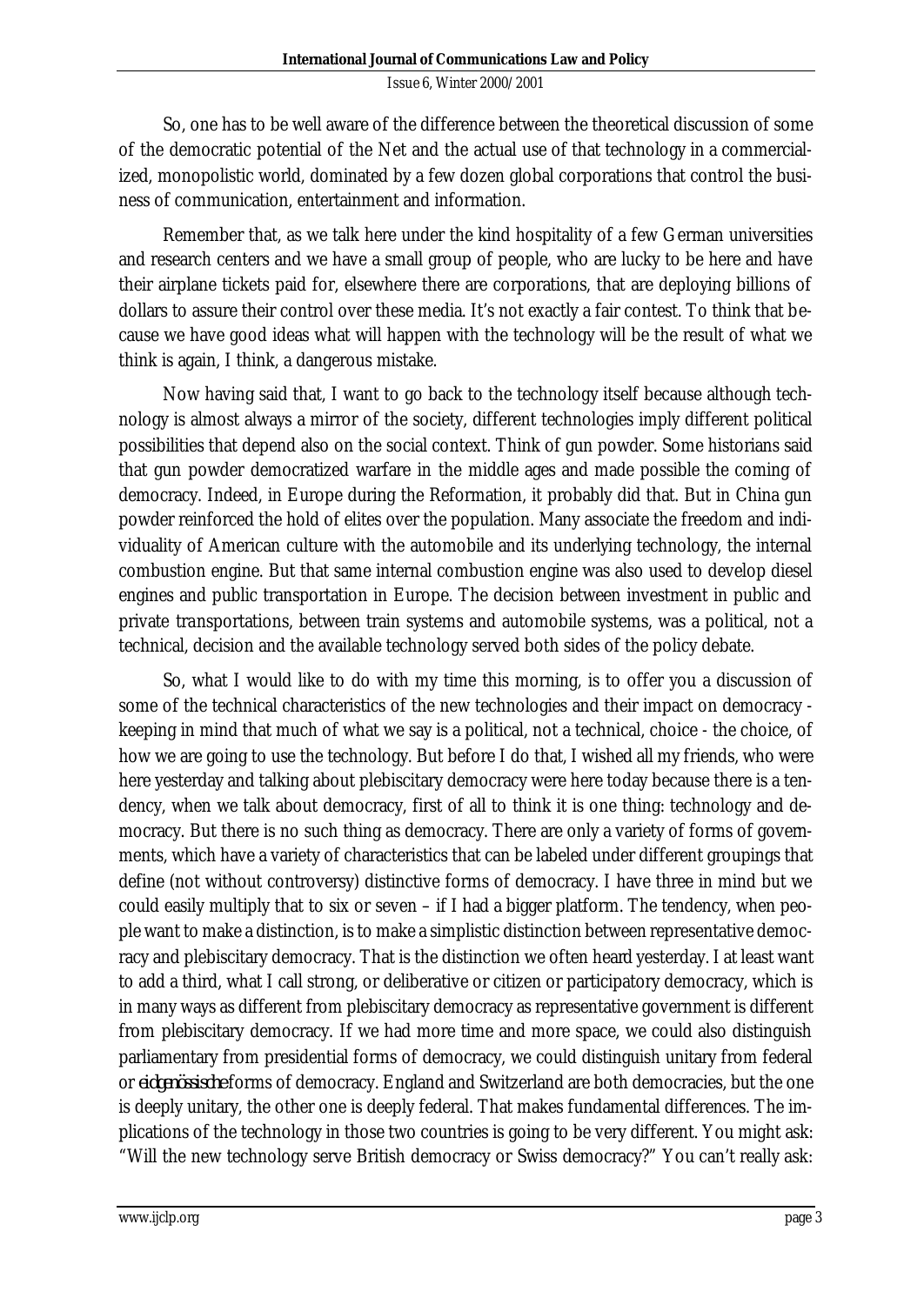So, one has to be well aware of the difference between the theoretical discussion of some of the democratic potential of the Net and the actual use of that technology in a commercialized, monopolistic world, dominated by a few dozen global corporations that control the business of communication, entertainment and information.

Remember that, as we talk here under the kind hospitality of a few German universities and research centers and we have a small group of people, who are lucky to be here and have their airplane tickets paid for, elsewhere there are corporations, that are deploying billions of dollars to assure their control over these media. It's not exactly a fair contest. To think that because we have good ideas what will happen with the technology will be the result of what we think is again, I think, a dangerous mistake.

Now having said that, I want to go back to the technology itself because although technology is almost always a mirror of the society, different technologies imply different political possibilities that depend also on the social context. Think of gun powder. Some historians said that gun powder democratized warfare in the middle ages and made possible the coming of democracy. Indeed, in Europe during the Reformation, it probably did that. But in China gun powder reinforced the hold of elites over the population. Many associate the freedom and individuality of American culture with the automobile and its underlying technology, the internal combustion engine. But that same internal combustion engine was also used to develop diesel engines and public transportation in Europe. The decision between investment in public and private transportations, between train systems and automobile systems, was a political, not a technical, decision and the available technology served both sides of the policy debate.

So, what I would like to do with my time this morning, is to offer you a discussion of some of the technical characteristics of the new technologies and their impact on democracy - keeping in mind that much of what we say is a political, not a technical, choice - the choice, of how we are going to use the technology. But before I do that, I wished all my friends, who were here yesterday and talking about plebiscitary democracy were here today because there is a tendency, when we talk about democracy, first of all to think it is one thing: technology and democracy. But there is no such thing as democracy. There are only a variety of forms of governments, which have a variety of characteristics that can be labeled under different groupings that define (not without controversy) distinctive forms of democracy. I have three in mind but we could easily multiply that to six or seven – if I had a bigger platform. The tendency, when people want to make a distinction, is to make a simplistic distinction between representative democracy and plebiscitary democracy. That is the distinction we often heard yesterday. I at least want to add a third, what I call strong, or deliberative or citizen or participatory democracy, which is in many ways as different from plebiscitary democracy as representative government is different from plebiscitary democracy. If we had more time and more space, we could also distinguish parliamentary from presidential forms of democracy, we could distinguish unitary from federal or *eidgenössische* forms of democracy. England and Switzerland are both democracies, but the one is deeply unitary, the other one is deeply federal. That makes fundamental differences. The implications of the technology in those two countries is going to be very different. You might ask: "Will the new technology serve British democracy or Swiss democracy?" You can't really ask: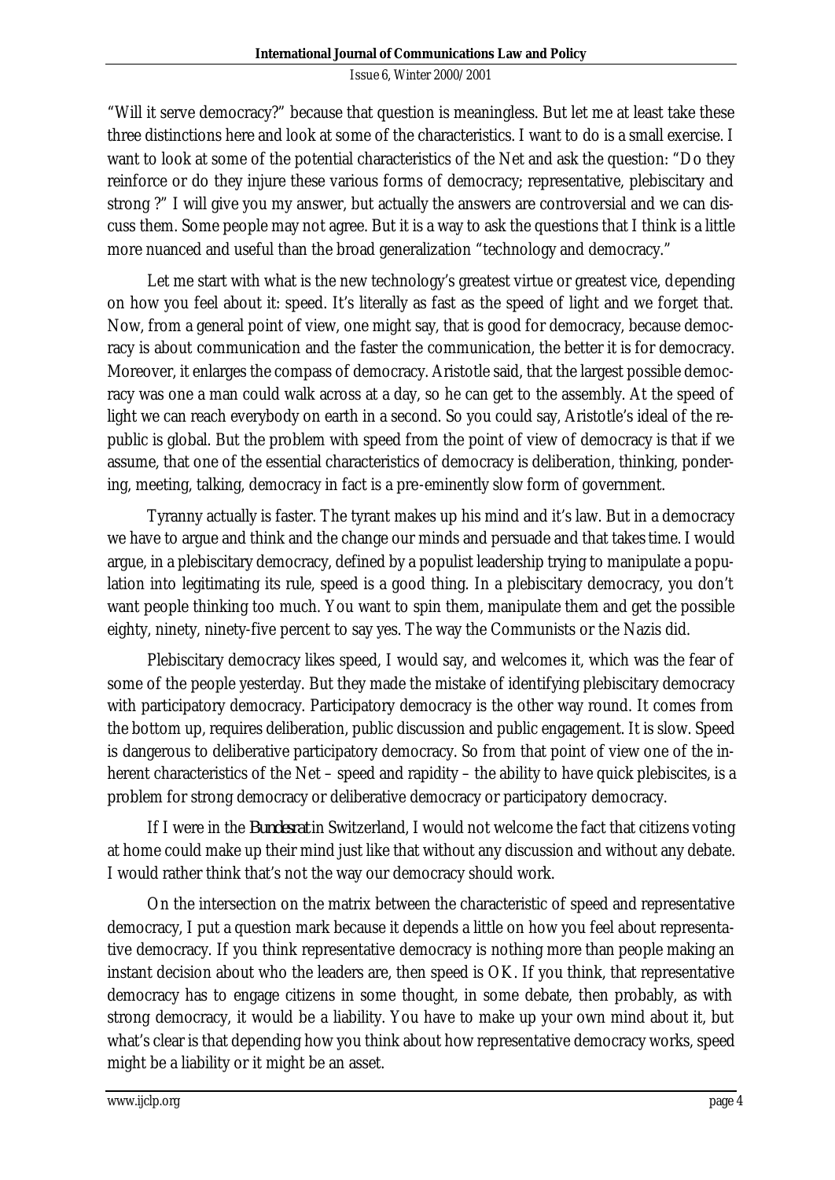"Will it serve democracy?" because that question is meaningless. But let me at least take these three distinctions here and look at some of the characteristics. I want to do is a small exercise. I want to look at some of the potential characteristics of the Net and ask the question: "Do they reinforce or do they injure these various forms of democracy; representative, plebiscitary and strong ?" I will give you my answer, but actually the answers are controversial and we can discuss them. Some people may not agree. But it is a way to ask the questions that I think is a little more nuanced and useful than the broad generalization "technology and democracy."

Let me start with what is the new technology's greatest virtue or greatest vice, depending on how you feel about it: speed. It's literally as fast as the speed of light and we forget that. Now, from a general point of view, one might say, that is good for democracy, because democracy is about communication and the faster the communication, the better it is for democracy. Moreover, it enlarges the compass of democracy. Aristotle said, that the largest possible democracy was one a man could walk across at a day, so he can get to the assembly. At the speed of light we can reach everybody on earth in a second. So you could say, Aristotle's ideal of the republic is global. But the problem with speed from the point of view of democracy is that if we assume, that one of the essential characteristics of democracy is deliberation, thinking, pondering, meeting, talking, democracy in fact is a pre-eminently slow form of government.

Tyranny actually is faster. The tyrant makes up his mind and it's law. But in a democracy we have to argue and think and the change our minds and persuade and that takes time. I would argue, in a plebiscitary democracy, defined by a populist leadership trying to manipulate a population into legitimating its rule, speed is a good thing. In a plebiscitary democracy, you don't want people thinking too much. You want to spin them, manipulate them and get the possible eighty, ninety, ninety-five percent to say yes. The way the Communists or the Nazis did.

Plebiscitary democracy likes speed, I would say, and welcomes it, which was the fear of some of the people yesterday. But they made the mistake of identifying plebiscitary democracy with participatory democracy. Participatory democracy is the other way round. It comes from the bottom up, requires deliberation, public discussion and public engagement. It is slow. Speed is dangerous to deliberative participatory democracy. So from that point of view one of the inherent characteristics of the Net – speed and rapidity – the ability to have quick plebiscites, is a problem for strong democracy or deliberative democracy or participatory democracy.

If I were in the *Bundesrat* in Switzerland, I would not welcome the fact that citizens voting at home could make up their mind just like that without any discussion and without any debate. I would rather think that's not the way our democracy should work.

On the intersection on the matrix between the characteristic of speed and representative democracy, I put a question mark because it depends a little on how you feel about representative democracy. If you think representative democracy is nothing more than people making an instant decision about who the leaders are, then speed is OK. If you think, that representative democracy has to engage citizens in some thought, in some debate, then probably, as with strong democracy, it would be a liability. You have to make up your own mind about it, but what's clear is that depending how you think about how representative democracy works, speed might be a liability or it might be an asset.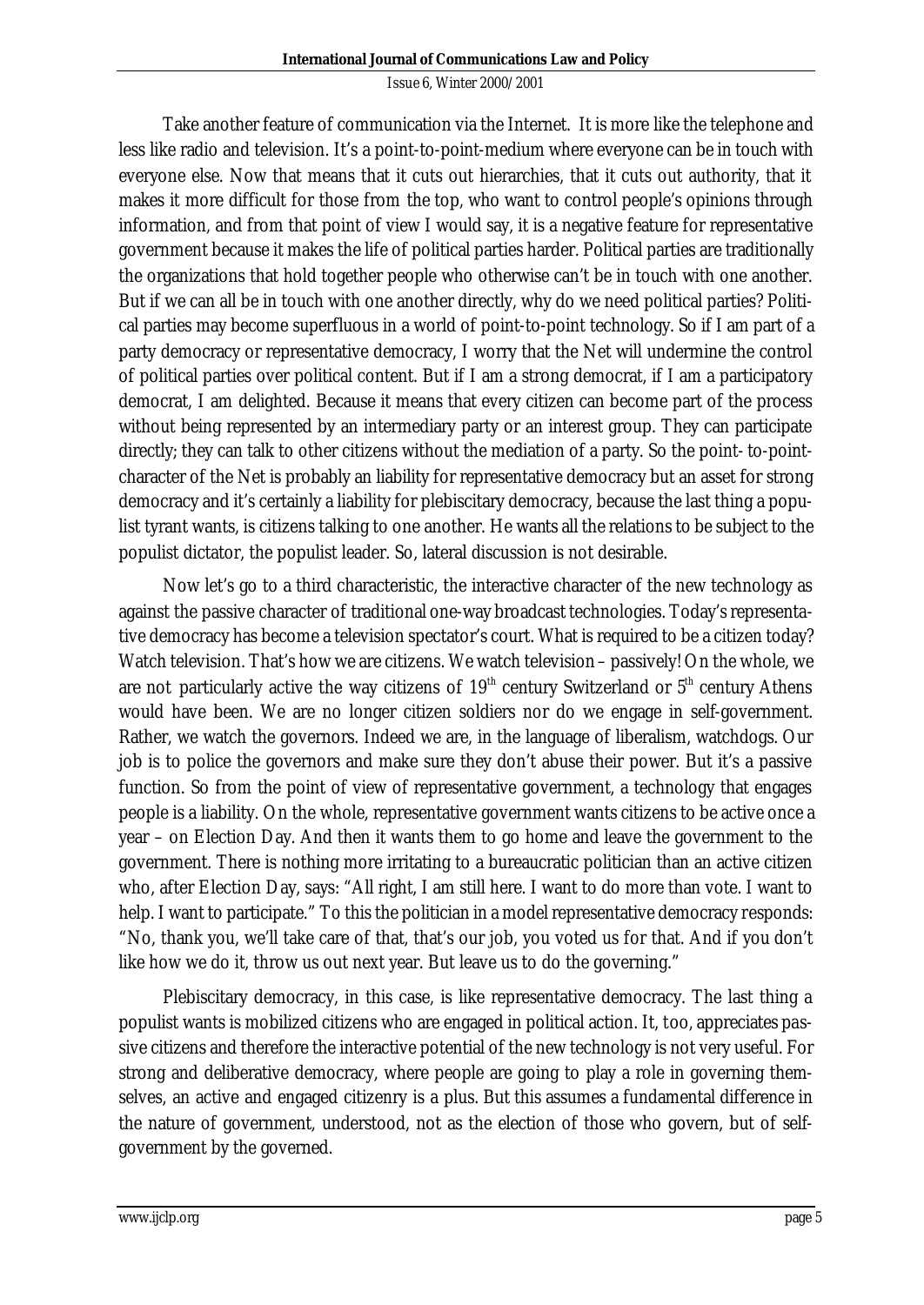Take another feature of communication via the Internet. It is more like the telephone and less like radio and television. It's a point-to-point-medium where everyone can be in touch with everyone else. Now that means that it cuts out hierarchies, that it cuts out authority, that it makes it more difficult for those from the top, who want to control people's opinions through information, and from that point of view I would say, it is a negative feature for representative government because it makes the life of political parties harder. Political parties are traditionally the organizations that hold together people who otherwise can't be in touch with one another. But if we can all be in touch with one another directly, why do we need political parties? Political parties may become superfluous in a world of point-to-point technology. So if I am part of a party democracy or representative democracy, I worry that the Net will undermine the control of political parties over political content. But if I am a strong democrat, if I am a participatory democrat, I am delighted. Because it means that every citizen can become part of the process without being represented by an intermediary party or an interest group. They can participate directly; they can talk to other citizens without the mediation of a party. So the point- to-point-character of the Net is probably an liability for representative democracy but an asset for strong democracy and it's certainly a liability for plebiscitary democracy, because the last thing a populist tyrant wants, is citizens talking to one another. He wants all the relations to be subject to the populist dictator, the populist leader. So, lateral discussion is not desirable.

Now let's go to a third characteristic, the interactive character of the new technology as against the passive character of traditional one-way broadcast technologies. Today's representative democracy has become a television spectator's court. What is required to be a citizen today? Watch television. That's how we are citizens. We watch television – passively! On the whole, we are not particularly active the way citizens of 19th century Switzerland or 5th century Athens would have been. We are no longer citizen soldiers nor do we engage in self-government. Rather, we watch the governors. Indeed we are, in the language of liberalism, watchdogs. Our job is to police the governors and make sure they don't abuse their power. But it's a passive function. So from the point of view of representative government, a technology that engages people is a liability. On the whole, representative government wants citizens to be active once a year – on Election Day. And then it wants them to go home and leave the government to the government. There is nothing more irritating to a bureaucratic politician than an active citizen who, after Election Day, says: "All right, I am still here. I want to do more than vote. I want to help. I want to participate." To this the politician in a model representative democracy responds: "No, thank you, we'll take care of that, that's our job, you voted us for that. And if you don't like how we do it, throw us out next year. But leave us to do the governing."

Plebiscitary democracy, in this case, is like representative democracy. The last thing a populist wants is mobilized citizens who are engaged in political action. It, too, appreciates passive citizens and therefore the interactive potential of the new technology is not very useful. For strong and deliberative democracy, where people are going to play a role in governing themselves, an active and engaged citizenry is a plus. But this assumes a fundamental difference in the nature of government, understood, not as the election of those who govern, but of self-government by the governed.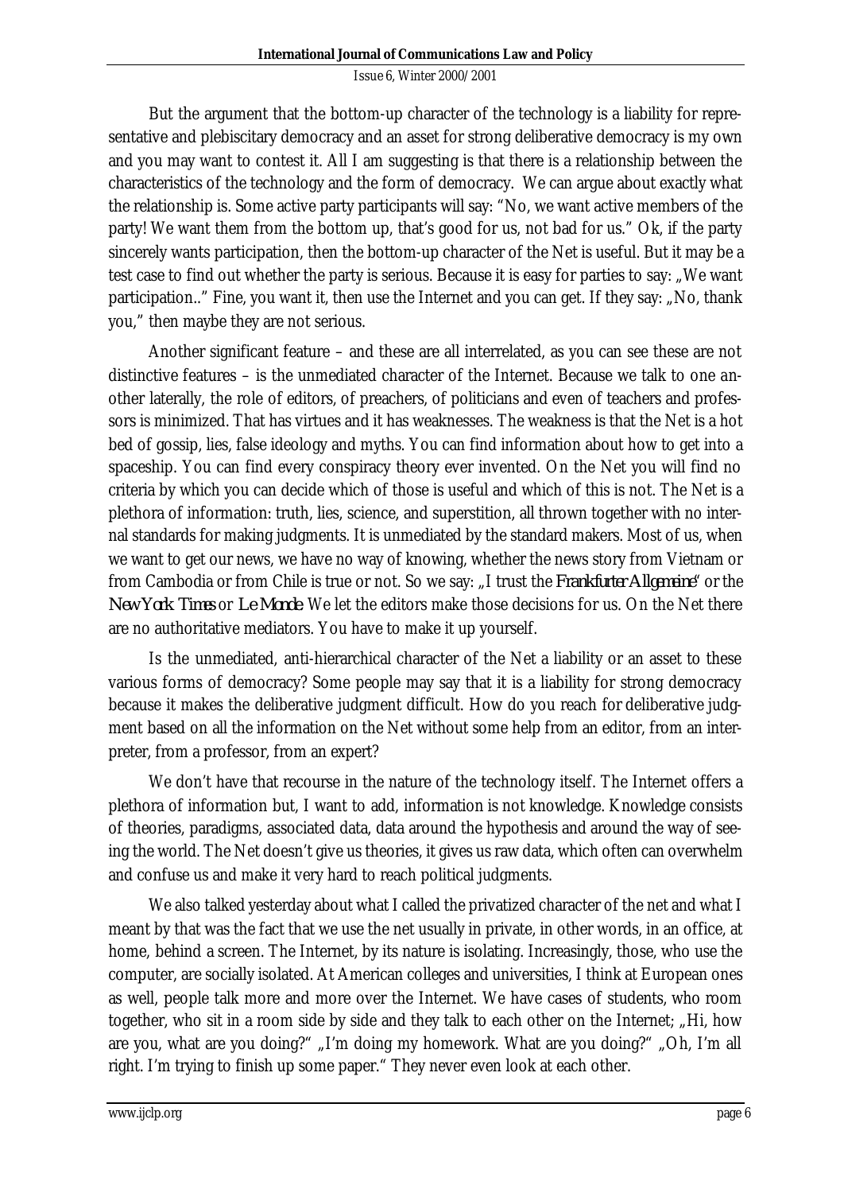But the argument that the bottom-up character of the technology is a liability for representative and plebiscitary democracy and an asset for strong deliberative democracy is my own and you may want to contest it. All I am suggesting is that there is a relationship between the characteristics of the technology and the form of democracy. We can argue about exactly what the relationship is. Some active party participants will say: "No, we want active members of the party! We want them from the bottom up, that's good for us, not bad for us." Ok, if the party sincerely wants participation, then the bottom-up character of the Net is useful. But it may be a test case to find out whether the party is serious. Because it is easy for parties to say: „We want participation.." Fine, you want it, then use the Internet and you can get. If they say: „No, thank you," then maybe they are not serious.

Another significant feature – and these are all interrelated, as you can see these are not distinctive features – is the unmediated character of the Internet. Because we talk to one another laterally, the role of editors, of preachers, of politicians and even of teachers and professors is minimized. That has virtues and it has weaknesses. The weakness is that the Net is a hot bed of gossip, lies, false ideology and myths. You can find information about how to get into a spaceship. You can find every conspiracy theory ever invented. On the Net you will find no criteria by which you can decide which of those is useful and which of this is not. The Net is a plethora of information: truth, lies, science, and superstition, all thrown together with no internal standards for making judgments. It is unmediated by the standard makers. Most of us, when we want to get our news, we have no way of knowing, whether the news story from Vietnam or from Cambodia or from Chile is true or not. So we say: „I trust the *Frankfurter Allgemeine*" or the *New York Times* or *Le Monde*. We let the editors make those decisions for us. On the Net there are no authoritative mediators. You have to make it up yourself.

Is the unmediated, anti-hierarchical character of the Net a liability or an asset to these various forms of democracy? Some people may say that it is a liability for strong democracy because it makes the deliberative judgment difficult. How do you reach for deliberative judgment based on all the information on the Net without some help from an editor, from an interpreter, from a professor, from an expert?

We don't have that recourse in the nature of the technology itself. The Internet offers a plethora of information but, I want to add, information is not knowledge. Knowledge consists of theories, paradigms, associated data, data around the hypothesis and around the way of seeing the world. The Net doesn't give us theories, it gives us raw data, which often can overwhelm and confuse us and make it very hard to reach political judgments.

We also talked yesterday about what I called the privatized character of the net and what I meant by that was the fact that we use the net usually in private, in other words, in an office, at home, behind a screen. The Internet, by its nature is isolating. Increasingly, those, who use the computer, are socially isolated. At American colleges and universities, I think at European ones as well, people talk more and more over the Internet. We have cases of students, who room together, who sit in a room side by side and they talk to each other on the Internet; „Hi, how are you, what are you doing?" „I'm doing my homework. What are you doing?" „Oh, I'm all right. I'm trying to finish up some paper." They never even look at each other.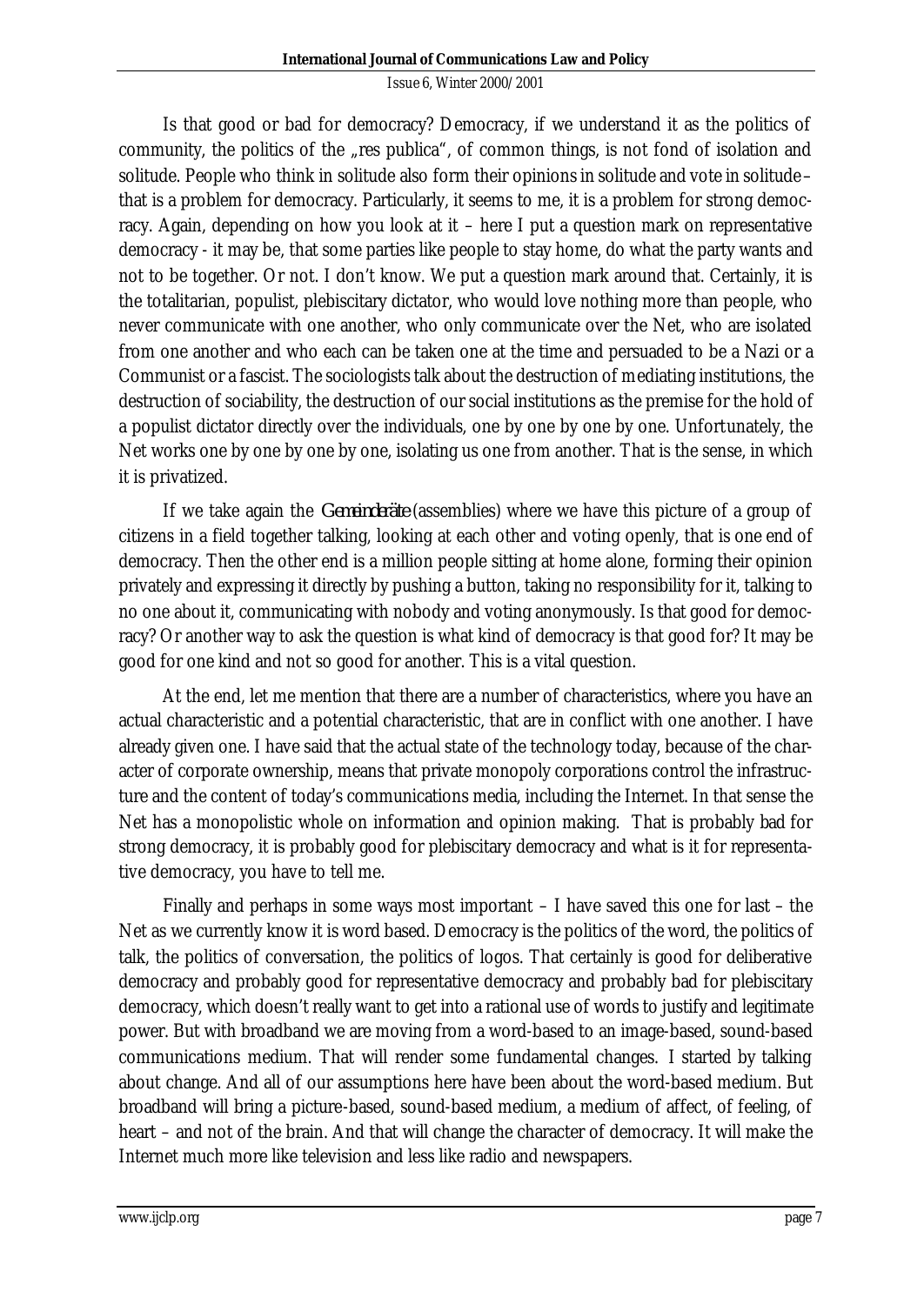Is that good or bad for democracy? Democracy, if we understand it as the politics of community, the politics of the „res publica", of common things, is not fond of isolation and solitude. People who think in solitude also form their opinions in solitude and vote in solitude – that is a problem for democracy. Particularly, it seems to me, it is a problem for strong democracy. Again, depending on how you look at it – here I put a question mark on representative democracy - it may be, that some parties like people to stay home, do what the party wants and not to be together. Or not. I don't know. We put a question mark around that. Certainly, it is the totalitarian, populist, plebiscitary dictator, who would love nothing more than people, who never communicate with one another, who only communicate over the Net, who are isolated from one another and who each can be taken one at the time and persuaded to be a Nazi or a Communist or a fascist. The sociologists talk about the destruction of mediating institutions, the destruction of sociability, the destruction of our social institutions as the premise for the hold of a populist dictator directly over the individuals, one by one by one by one. Unfortunately, the Net works one by one by one by one, isolating us one from another. That is the sense, in which it is privatized.

If we take again the *Gemeinderäte* (assemblies) where we have this picture of a group of citizens in a field together talking, looking at each other and voting openly, that is one end of democracy. Then the other end is a million people sitting at home alone, forming their opinion privately and expressing it directly by pushing a button, taking no responsibility for it, talking to no one about it, communicating with nobody and voting anonymously. Is that good for democracy? Or another way to ask the question is what kind of democracy is that good for? It may be good for one kind and not so good for another. This is a vital question.

At the end, let me mention that there are a number of characteristics, where you have an actual characteristic and a potential characteristic, that are in conflict with one another. I have already given one. I have said that the actual state of the technology today, because of the character of corporate ownership, means that private monopoly corporations control the infrastructure and the content of today's communications media, including the Internet. In that sense the Net has a monopolistic whole on information and opinion making. That is probably bad for strong democracy, it is probably good for plebiscitary democracy and what is it for representative democracy, you have to tell me.

Finally and perhaps in some ways most important – I have saved this one for last – the Net as we currently know it is word based. Democracy is the politics of the word, the politics of talk, the politics of conversation, the politics of logos. That certainly is good for deliberative democracy and probably good for representative democracy and probably bad for plebiscitary democracy, which doesn't really want to get into a rational use of words to justify and legitimate power. But with broadband we are moving from a word-based to an image-based, sound-based communications medium. That will render some fundamental changes. I started by talking about change. And all of our assumptions here have been about the word-based medium. But broadband will bring a picture-based, sound-based medium, a medium of affect, of feeling, of heart – and not of the brain. And that will change the character of democracy. It will make the Internet much more like television and less like radio and newspapers.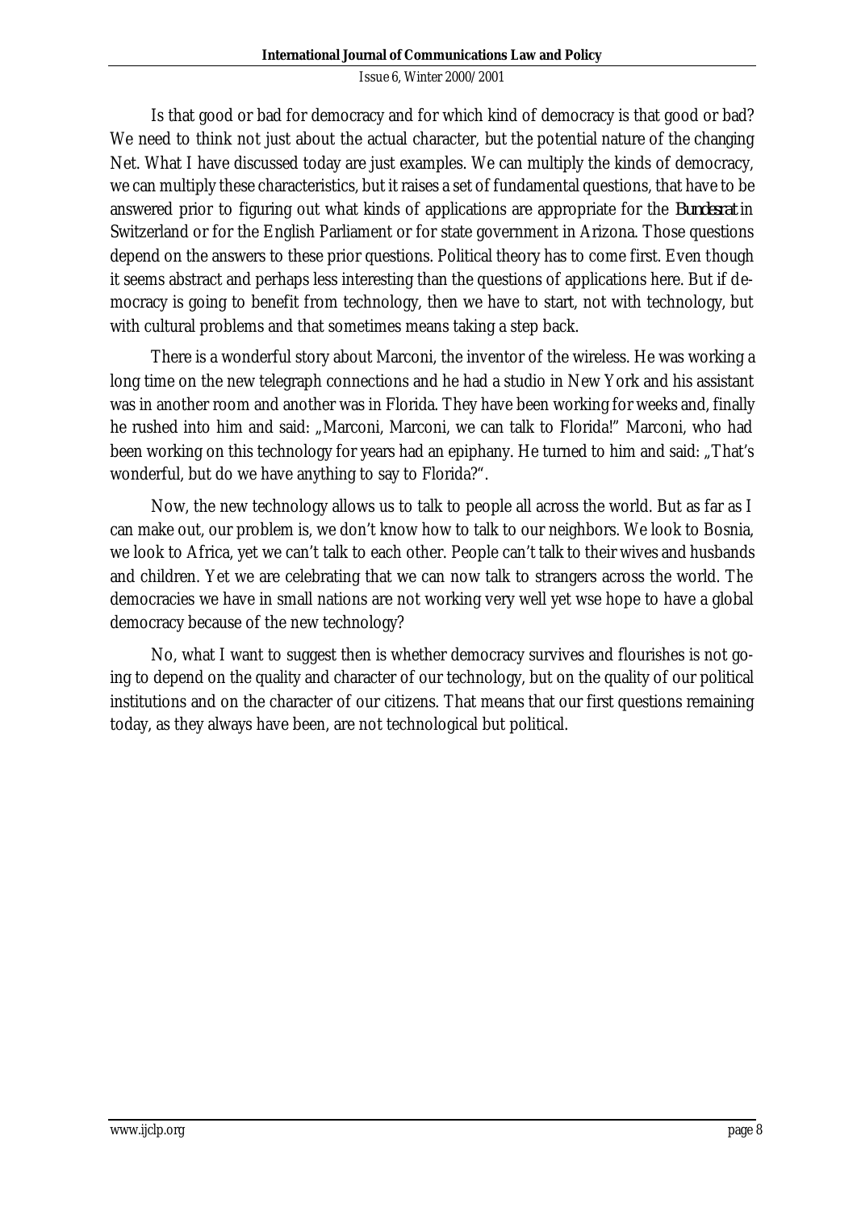Is that good or bad for democracy and for which kind of democracy is that good or bad? We need to think not just about the actual character, but the potential nature of the changing Net. What I have discussed today are just examples. We can multiply the kinds of democracy, we can multiply these characteristics, but it raises a set of fundamental questions, that have to be answered prior to figuring out what kinds of applications are appropriate for the *Bundesrat* in Switzerland or for the English Parliament or for state government in Arizona. Those questions depend on the answers to these prior questions. Political theory has to come first. Even though it seems abstract and perhaps less interesting than the questions of applications here. But if democracy is going to benefit from technology, then we have to start, not with technology, but with cultural problems and that sometimes means taking a step back.

There is a wonderful story about Marconi, the inventor of the wireless. He was working a long time on the new telegraph connections and he had a studio in New York and his assistant was in another room and another was in Florida. They have been working for weeks and, finally he rushed into him and said: „Marconi, Marconi, we can talk to Florida!" Marconi, who had been working on this technology for years had an epiphany. He turned to him and said: „That's wonderful, but do we have anything to say to Florida?".

Now, the new technology allows us to talk to people all across the world. But as far as I can make out, our problem is, we don't know how to talk to our neighbors. We look to Bosnia, we look to Africa, yet we can't talk to each other. People can't talk to their wives and husbands and children. Yet we are celebrating that we can now talk to strangers across the world. The democracies we have in small nations are not working very well yet wse hope to have a global democracy because of the new technology?

No, what I want to suggest then is whether democracy survives and flourishes is not going to depend on the quality and character of our technology, but on the quality of our political institutions and on the character of our citizens. That means that our first questions remaining today, as they always have been, are not technological but political.